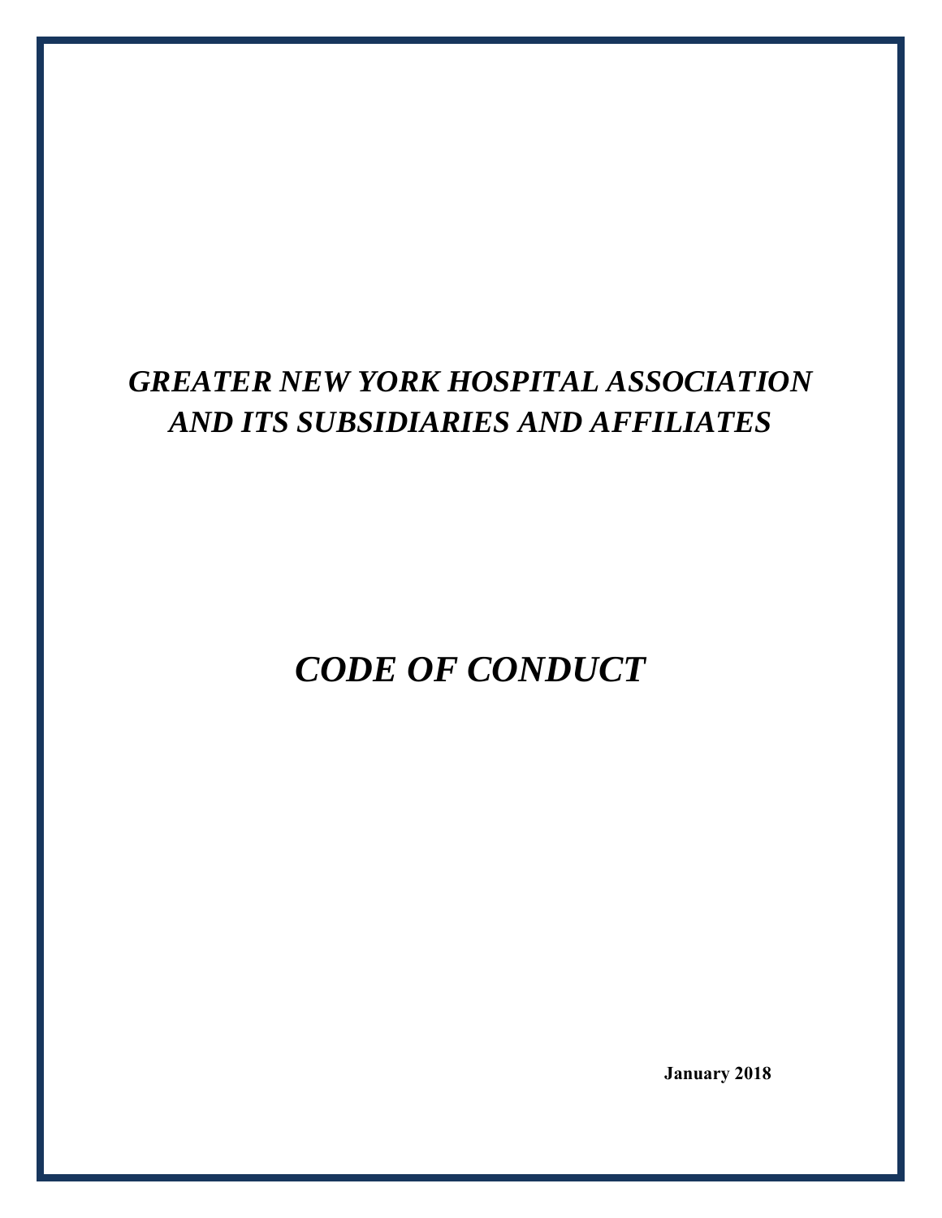# *GREATER NEW YORK HOSPITAL ASSOCIATION AND ITS SUBSIDIARIES AND AFFILIATES*

# *CODE OF CONDUCT*

**January 2018**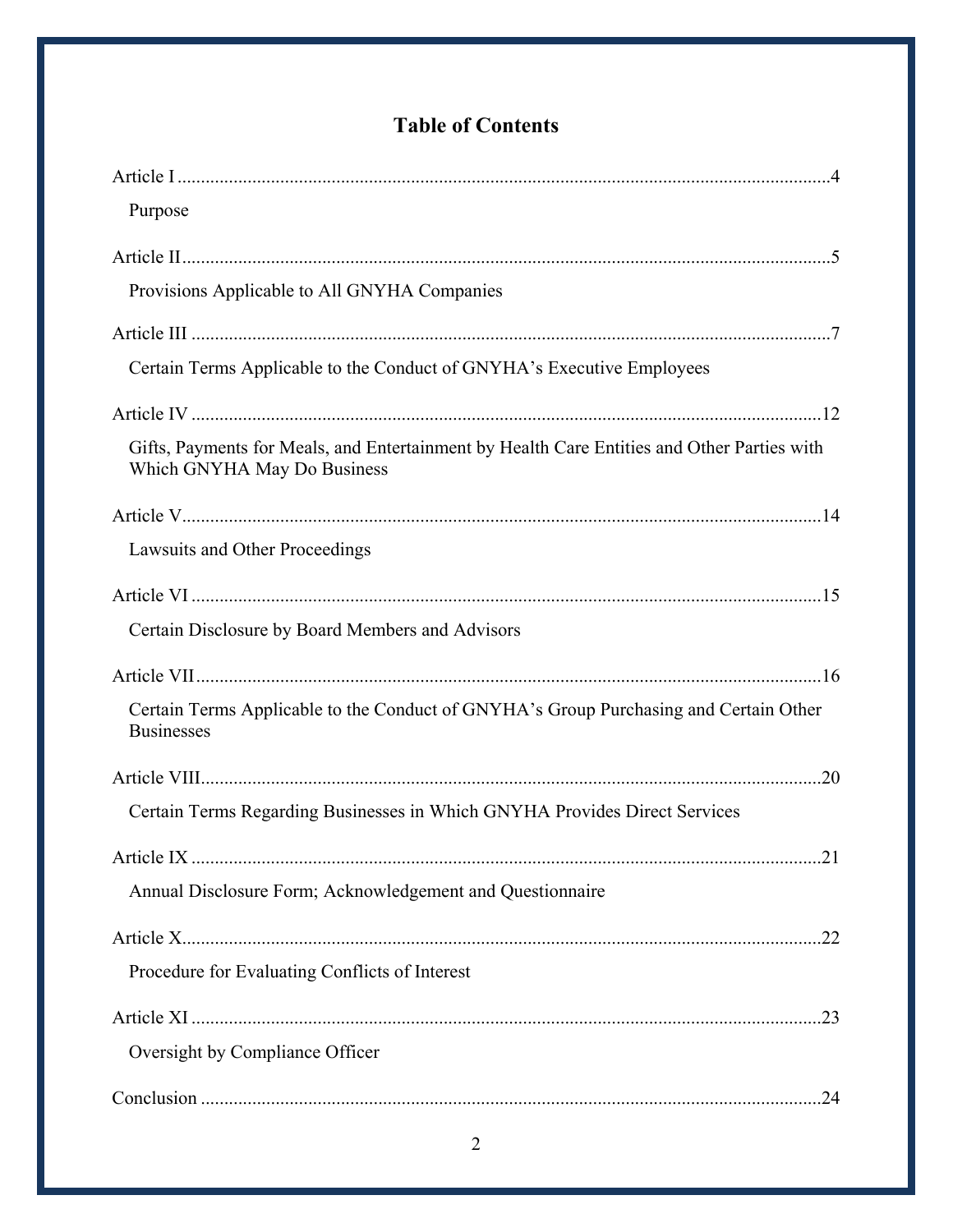# Table of Contents

Article I .......... 4

Purpose

Article II .......... 5

Provisions Applicable to All GNYHA Companies

Article III .......... 7

Certain Terms Applicable to the Conduct of GNYHA's Executive Employees

Article IV .......... 12

Gifts, Payments for Meals, and Entertainment by Health Care Entities and Other Parties with Which GNYHA May Do Business

Article V .......... 14

Lawsuits and Other Proceedings

Article VI .......... 15

Certain Disclosure by Board Members and Advisors

Article VII .......... 16

Certain Terms Applicable to the Conduct of GNYHA's Group Purchasing and Certain Other Businesses

Article VIII .......... 20

Certain Terms Regarding Businesses in Which GNYHA Provides Direct Services

Article IX .......... 21

Annual Disclosure Form; Acknowledgement and Questionnaire

Article X .......... 22

Procedure for Evaluating Conflicts of Interest

Article XI .......... 23

Oversight by Compliance Officer

Conclusion .......... 24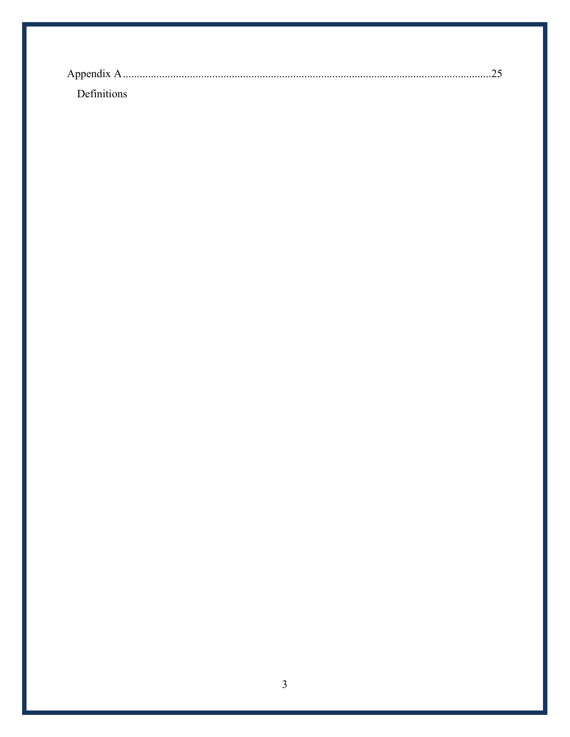Appendix A....................................................................................................................................25

Definitions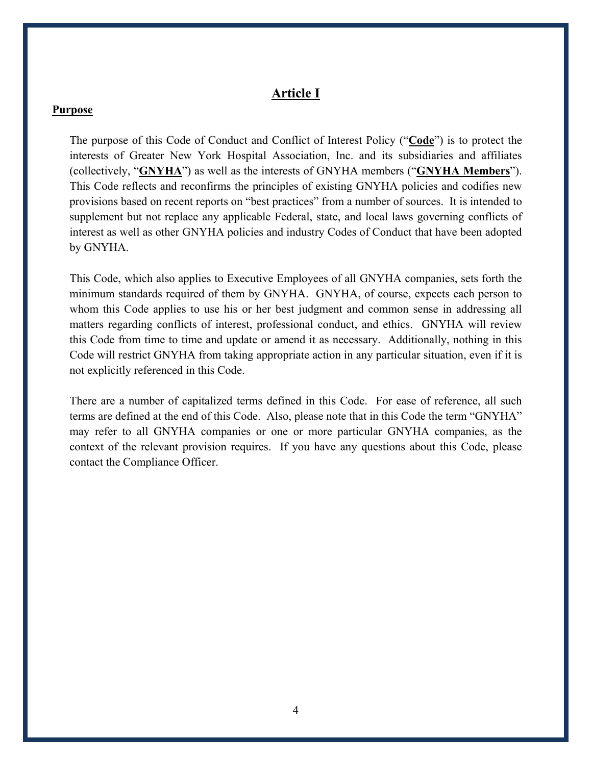# Article I

## Purpose

The purpose of this Code of Conduct and Conflict of Interest Policy ("**Code**") is to protect the interests of Greater New York Hospital Association, Inc. and its subsidiaries and affiliates (collectively, "**GNYHA**") as well as the interests of GNYHA members ("**GNYHA Members**"). This Code reflects and reconfirms the principles of existing GNYHA policies and codifies new provisions based on recent reports on "best practices" from a number of sources. It is intended to supplement but not replace any applicable Federal, state, and local laws governing conflicts of interest as well as other GNYHA policies and industry Codes of Conduct that have been adopted by GNYHA.

This Code, which also applies to Executive Employees of all GNYHA companies, sets forth the minimum standards required of them by GNYHA. GNYHA, of course, expects each person to whom this Code applies to use his or her best judgment and common sense in addressing all matters regarding conflicts of interest, professional conduct, and ethics. GNYHA will review this Code from time to time and update or amend it as necessary. Additionally, nothing in this Code will restrict GNYHA from taking appropriate action in any particular situation, even if it is not explicitly referenced in this Code.

There are a number of capitalized terms defined in this Code. For ease of reference, all such terms are defined at the end of this Code. Also, please note that in this Code the term "GNYHA" may refer to all GNYHA companies or one or more particular GNYHA companies, as the context of the relevant provision requires. If you have any questions about this Code, please contact the Compliance Officer.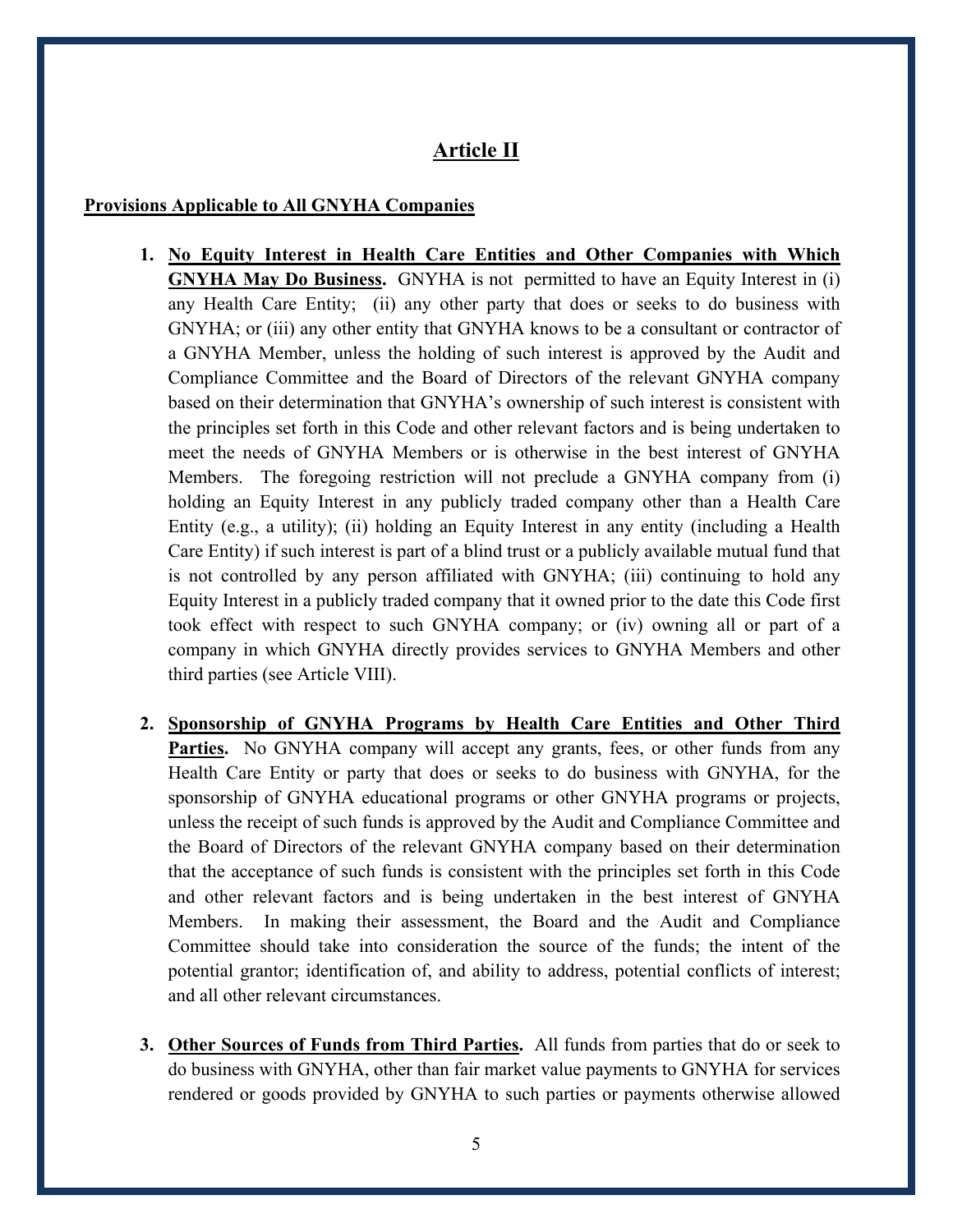## Article II

**Provisions Applicable to All GNYHA Companies**

1. **No Equity Interest in Health Care Entities and Other Companies with Which GNYHA May Do Business.** GNYHA is not permitted to have an Equity Interest in (i) any Health Care Entity; (ii) any other party that does or seeks to do business with GNYHA; or (iii) any other entity that GNYHA knows to be a consultant or contractor of a GNYHA Member, unless the holding of such interest is approved by the Audit and Compliance Committee and the Board of Directors of the relevant GNYHA company based on their determination that GNYHA's ownership of such interest is consistent with the principles set forth in this Code and other relevant factors and is being undertaken to meet the needs of GNYHA Members or is otherwise in the best interest of GNYHA Members. The foregoing restriction will not preclude a GNYHA company from (i) holding an Equity Interest in any publicly traded company other than a Health Care Entity (e.g., a utility); (ii) holding an Equity Interest in any entity (including a Health Care Entity) if such interest is part of a blind trust or a publicly available mutual fund that is not controlled by any person affiliated with GNYHA; (iii) continuing to hold any Equity Interest in a publicly traded company that it owned prior to the date this Code first took effect with respect to such GNYHA company; or (iv) owning all or part of a company in which GNYHA directly provides services to GNYHA Members and other third parties (see Article VIII).

2. **Sponsorship of GNYHA Programs by Health Care Entities and Other Third Parties.** No GNYHA company will accept any grants, fees, or other funds from any Health Care Entity or party that does or seeks to do business with GNYHA, for the sponsorship of GNYHA educational programs or other GNYHA programs or projects, unless the receipt of such funds is approved by the Audit and Compliance Committee and the Board of Directors of the relevant GNYHA company based on their determination that the acceptance of such funds is consistent with the principles set forth in this Code and other relevant factors and is being undertaken in the best interest of GNYHA Members. In making their assessment, the Board and the Audit and Compliance Committee should take into consideration the source of the funds; the intent of the potential grantor; identification of, and ability to address, potential conflicts of interest; and all other relevant circumstances.

3. **Other Sources of Funds from Third Parties.** All funds from parties that do or seek to do business with GNYHA, other than fair market value payments to GNYHA for services rendered or goods provided by GNYHA to such parties or payments otherwise allowed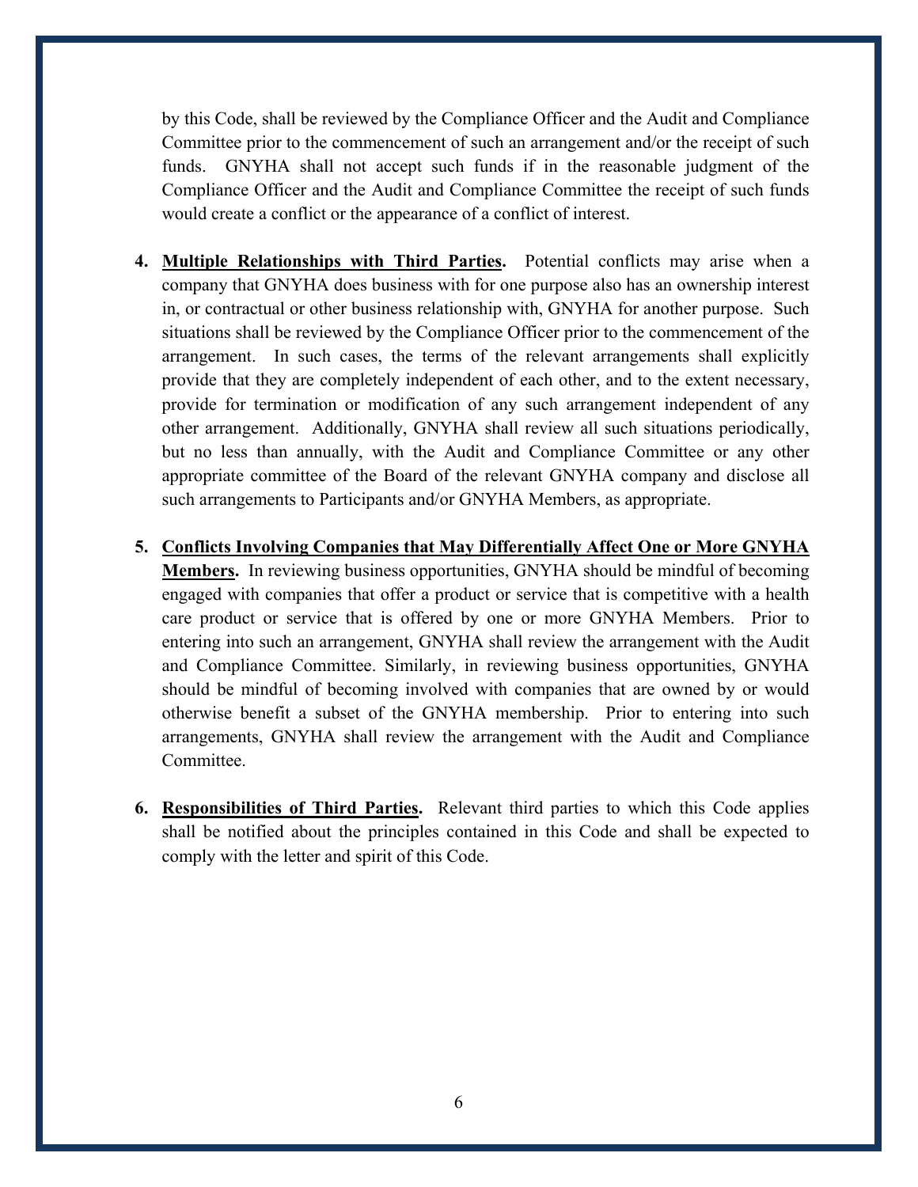by this Code, shall be reviewed by the Compliance Officer and the Audit and Compliance Committee prior to the commencement of such an arrangement and/or the receipt of such funds. GNYHA shall not accept such funds if in the reasonable judgment of the Compliance Officer and the Audit and Compliance Committee the receipt of such funds would create a conflict or the appearance of a conflict of interest.

4. **Multiple Relationships with Third Parties.** Potential conflicts may arise when a company that GNYHA does business with for one purpose also has an ownership interest in, or contractual or other business relationship with, GNYHA for another purpose. Such situations shall be reviewed by the Compliance Officer prior to the commencement of the arrangement. In such cases, the terms of the relevant arrangements shall explicitly provide that they are completely independent of each other, and to the extent necessary, provide for termination or modification of any such arrangement independent of any other arrangement. Additionally, GNYHA shall review all such situations periodically, but no less than annually, with the Audit and Compliance Committee or any other appropriate committee of the Board of the relevant GNYHA company and disclose all such arrangements to Participants and/or GNYHA Members, as appropriate.

5. **Conflicts Involving Companies that May Differentially Affect One or More GNYHA Members.** In reviewing business opportunities, GNYHA should be mindful of becoming engaged with companies that offer a product or service that is competitive with a health care product or service that is offered by one or more GNYHA Members. Prior to entering into such an arrangement, GNYHA shall review the arrangement with the Audit and Compliance Committee. Similarly, in reviewing business opportunities, GNYHA should be mindful of becoming involved with companies that are owned by or would otherwise benefit a subset of the GNYHA membership. Prior to entering into such arrangements, GNYHA shall review the arrangement with the Audit and Compliance Committee.

6. **Responsibilities of Third Parties.** Relevant third parties to which this Code applies shall be notified about the principles contained in this Code and shall be expected to comply with the letter and spirit of this Code.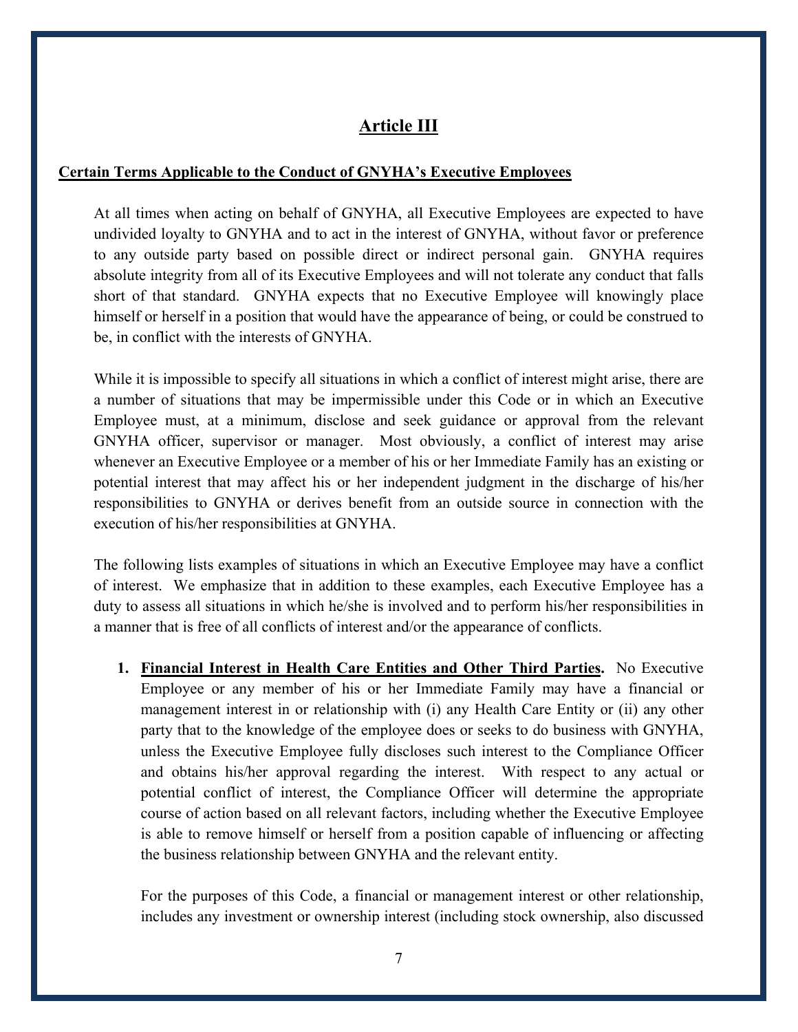## Article III

**Certain Terms Applicable to the Conduct of GNYHA's Executive Employees**

At all times when acting on behalf of GNYHA, all Executive Employees are expected to have undivided loyalty to GNYHA and to act in the interest of GNYHA, without favor or preference to any outside party based on possible direct or indirect personal gain. GNYHA requires absolute integrity from all of its Executive Employees and will not tolerate any conduct that falls short of that standard. GNYHA expects that no Executive Employee will knowingly place himself or herself in a position that would have the appearance of being, or could be construed to be, in conflict with the interests of GNYHA.

While it is impossible to specify all situations in which a conflict of interest might arise, there are a number of situations that may be impermissible under this Code or in which an Executive Employee must, at a minimum, disclose and seek guidance or approval from the relevant GNYHA officer, supervisor or manager. Most obviously, a conflict of interest may arise whenever an Executive Employee or a member of his or her Immediate Family has an existing or potential interest that may affect his or her independent judgment in the discharge of his/her responsibilities to GNYHA or derives benefit from an outside source in connection with the execution of his/her responsibilities at GNYHA.

The following lists examples of situations in which an Executive Employee may have a conflict of interest. We emphasize that in addition to these examples, each Executive Employee has a duty to assess all situations in which he/she is involved and to perform his/her responsibilities in a manner that is free of all conflicts of interest and/or the appearance of conflicts.

1. **Financial Interest in Health Care Entities and Other Third Parties.** No Executive Employee or any member of his or her Immediate Family may have a financial or management interest in or relationship with (i) any Health Care Entity or (ii) any other party that to the knowledge of the employee does or seeks to do business with GNYHA, unless the Executive Employee fully discloses such interest to the Compliance Officer and obtains his/her approval regarding the interest. With respect to any actual or potential conflict of interest, the Compliance Officer will determine the appropriate course of action based on all relevant factors, including whether the Executive Employee is able to remove himself or herself from a position capable of influencing or affecting the business relationship between GNYHA and the relevant entity.

   For the purposes of this Code, a financial or management interest or other relationship, includes any investment or ownership interest (including stock ownership, also discussed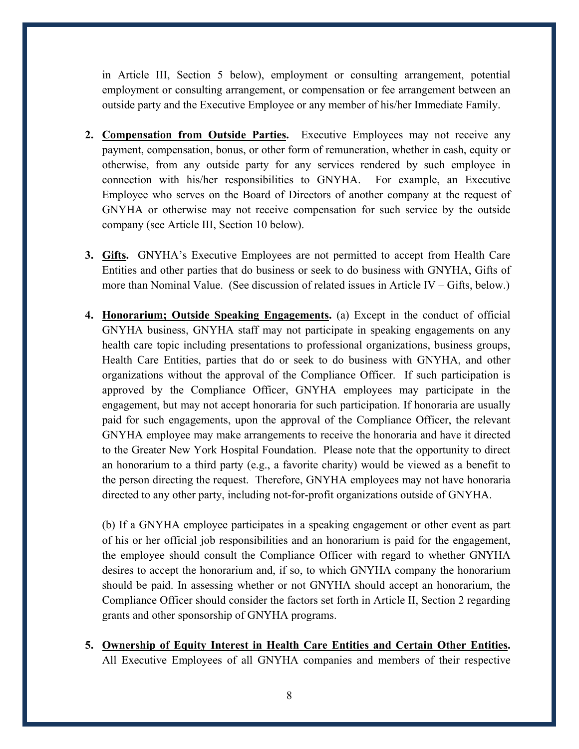in Article III, Section 5 below), employment or consulting arrangement, potential employment or consulting arrangement, or compensation or fee arrangement between an outside party and the Executive Employee or any member of his/her Immediate Family.

2. **Compensation from Outside Parties.** Executive Employees may not receive any payment, compensation, bonus, or other form of remuneration, whether in cash, equity or otherwise, from any outside party for any services rendered by such employee in connection with his/her responsibilities to GNYHA. For example, an Executive Employee who serves on the Board of Directors of another company at the request of GNYHA or otherwise may not receive compensation for such service by the outside company (see Article III, Section 10 below).

3. **Gifts.** GNYHA's Executive Employees are not permitted to accept from Health Care Entities and other parties that do business or seek to do business with GNYHA, Gifts of more than Nominal Value. (See discussion of related issues in Article IV – Gifts, below.)

4. **Honorarium; Outside Speaking Engagements.** (a) Except in the conduct of official GNYHA business, GNYHA staff may not participate in speaking engagements on any health care topic including presentations to professional organizations, business groups, Health Care Entities, parties that do or seek to do business with GNYHA, and other organizations without the approval of the Compliance Officer. If such participation is approved by the Compliance Officer, GNYHA employees may participate in the engagement, but may not accept honoraria for such participation. If honoraria are usually paid for such engagements, upon the approval of the Compliance Officer, the relevant GNYHA employee may make arrangements to receive the honoraria and have it directed to the Greater New York Hospital Foundation. Please note that the opportunity to direct an honorarium to a third party (e.g., a favorite charity) would be viewed as a benefit to the person directing the request. Therefore, GNYHA employees may not have honoraria directed to any other party, including not-for-profit organizations outside of GNYHA.

   (b) If a GNYHA employee participates in a speaking engagement or other event as part of his or her official job responsibilities and an honorarium is paid for the engagement, the employee should consult the Compliance Officer with regard to whether GNYHA desires to accept the honorarium and, if so, to which GNYHA company the honorarium should be paid. In assessing whether or not GNYHA should accept an honorarium, the Compliance Officer should consider the factors set forth in Article II, Section 2 regarding grants and other sponsorship of GNYHA programs.

5. **Ownership of Equity Interest in Health Care Entities and Certain Other Entities.** All Executive Employees of all GNYHA companies and members of their respective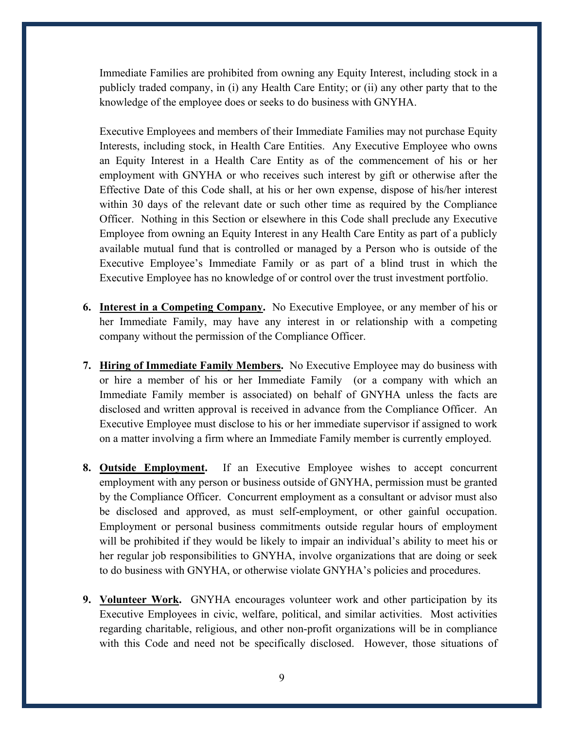Immediate Families are prohibited from owning any Equity Interest, including stock in a publicly traded company, in (i) any Health Care Entity; or (ii) any other party that to the knowledge of the employee does or seeks to do business with GNYHA.

Executive Employees and members of their Immediate Families may not purchase Equity Interests, including stock, in Health Care Entities. Any Executive Employee who owns an Equity Interest in a Health Care Entity as of the commencement of his or her employment with GNYHA or who receives such interest by gift or otherwise after the Effective Date of this Code shall, at his or her own expense, dispose of his/her interest within 30 days of the relevant date or such other time as required by the Compliance Officer. Nothing in this Section or elsewhere in this Code shall preclude any Executive Employee from owning an Equity Interest in any Health Care Entity as part of a publicly available mutual fund that is controlled or managed by a Person who is outside of the Executive Employee's Immediate Family or as part of a blind trust in which the Executive Employee has no knowledge of or control over the trust investment portfolio.

6. **Interest in a Competing Company.** No Executive Employee, or any member of his or her Immediate Family, may have any interest in or relationship with a competing company without the permission of the Compliance Officer.

7. **Hiring of Immediate Family Members.** No Executive Employee may do business with or hire a member of his or her Immediate Family (or a company with which an Immediate Family member is associated) on behalf of GNYHA unless the facts are disclosed and written approval is received in advance from the Compliance Officer. An Executive Employee must disclose to his or her immediate supervisor if assigned to work on a matter involving a firm where an Immediate Family member is currently employed.

8. **Outside Employment.** If an Executive Employee wishes to accept concurrent employment with any person or business outside of GNYHA, permission must be granted by the Compliance Officer. Concurrent employment as a consultant or advisor must also be disclosed and approved, as must self-employment, or other gainful occupation. Employment or personal business commitments outside regular hours of employment will be prohibited if they would be likely to impair an individual's ability to meet his or her regular job responsibilities to GNYHA, involve organizations that are doing or seek to do business with GNYHA, or otherwise violate GNYHA's policies and procedures.

9. **Volunteer Work.** GNYHA encourages volunteer work and other participation by its Executive Employees in civic, welfare, political, and similar activities. Most activities regarding charitable, religious, and other non-profit organizations will be in compliance with this Code and need not be specifically disclosed. However, those situations of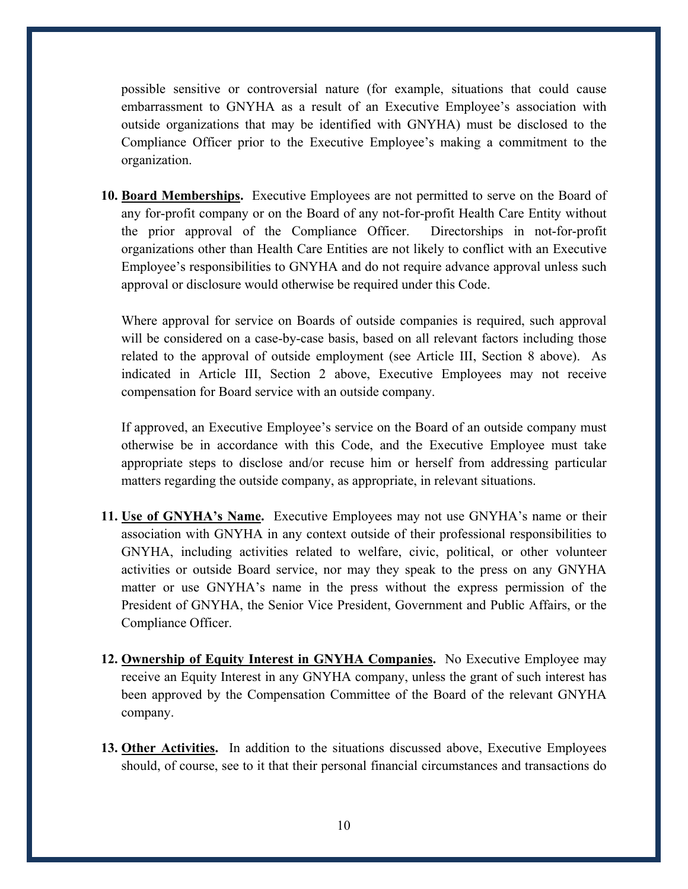possible sensitive or controversial nature (for example, situations that could cause embarrassment to GNYHA as a result of an Executive Employee's association with outside organizations that may be identified with GNYHA) must be disclosed to the Compliance Officer prior to the Executive Employee's making a commitment to the organization.

10. **Board Memberships.** Executive Employees are not permitted to serve on the Board of any for-profit company or on the Board of any not-for-profit Health Care Entity without the prior approval of the Compliance Officer. Directorships in not-for-profit organizations other than Health Care Entities are not likely to conflict with an Executive Employee's responsibilities to GNYHA and do not require advance approval unless such approval or disclosure would otherwise be required under this Code.

    Where approval for service on Boards of outside companies is required, such approval will be considered on a case-by-case basis, based on all relevant factors including those related to the approval of outside employment (see Article III, Section 8 above). As indicated in Article III, Section 2 above, Executive Employees may not receive compensation for Board service with an outside company.

    If approved, an Executive Employee's service on the Board of an outside company must otherwise be in accordance with this Code, and the Executive Employee must take appropriate steps to disclose and/or recuse him or herself from addressing particular matters regarding the outside company, as appropriate, in relevant situations.

11. **Use of GNYHA's Name.** Executive Employees may not use GNYHA's name or their association with GNYHA in any context outside of their professional responsibilities to GNYHA, including activities related to welfare, civic, political, or other volunteer activities or outside Board service, nor may they speak to the press on any GNYHA matter or use GNYHA's name in the press without the express permission of the President of GNYHA, the Senior Vice President, Government and Public Affairs, or the Compliance Officer.

12. **Ownership of Equity Interest in GNYHA Companies.** No Executive Employee may receive an Equity Interest in any GNYHA company, unless the grant of such interest has been approved by the Compensation Committee of the Board of the relevant GNYHA company.

13. **Other Activities.** In addition to the situations discussed above, Executive Employees should, of course, see to it that their personal financial circumstances and transactions do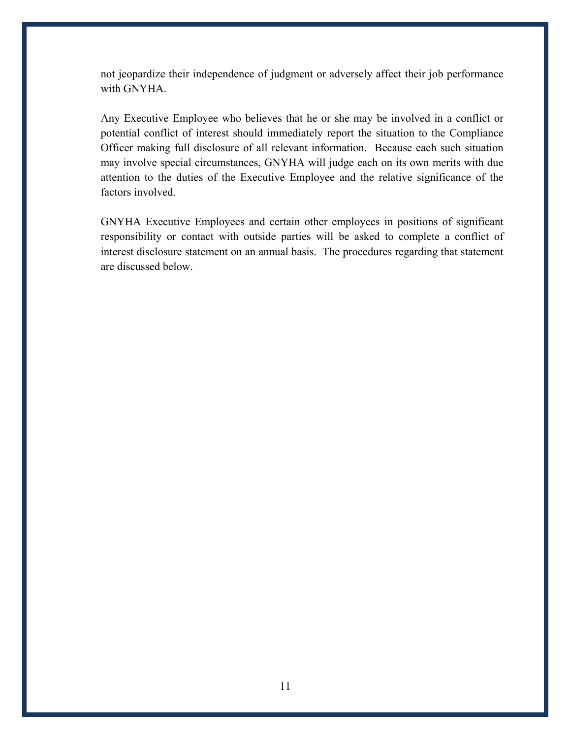not jeopardize their independence of judgment or adversely affect their job performance with GNYHA.

Any Executive Employee who believes that he or she may be involved in a conflict or potential conflict of interest should immediately report the situation to the Compliance Officer making full disclosure of all relevant information. Because each such situation may involve special circumstances, GNYHA will judge each on its own merits with due attention to the duties of the Executive Employee and the relative significance of the factors involved.

GNYHA Executive Employees and certain other employees in positions of significant responsibility or contact with outside parties will be asked to complete a conflict of interest disclosure statement on an annual basis. The procedures regarding that statement are discussed below.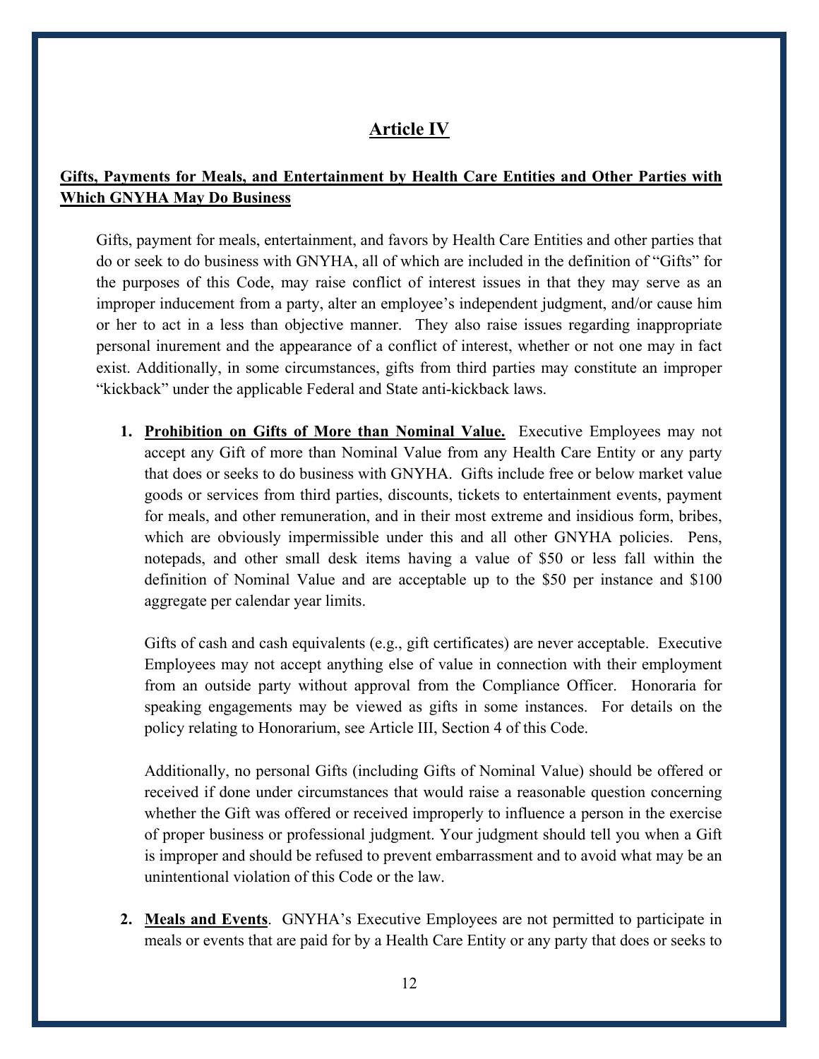## Article IV

**Gifts, Payments for Meals, and Entertainment by Health Care Entities and Other Parties with Which GNYHA May Do Business**

Gifts, payment for meals, entertainment, and favors by Health Care Entities and other parties that do or seek to do business with GNYHA, all of which are included in the definition of "Gifts" for the purposes of this Code, may raise conflict of interest issues in that they may serve as an improper inducement from a party, alter an employee's independent judgment, and/or cause him or her to act in a less than objective manner. They also raise issues regarding inappropriate personal inurement and the appearance of a conflict of interest, whether or not one may in fact exist. Additionally, in some circumstances, gifts from third parties may constitute an improper "kickback" under the applicable Federal and State anti-kickback laws.

1. **Prohibition on Gifts of More than Nominal Value.** Executive Employees may not accept any Gift of more than Nominal Value from any Health Care Entity or any party that does or seeks to do business with GNYHA. Gifts include free or below market value goods or services from third parties, discounts, tickets to entertainment events, payment for meals, and other remuneration, and in their most extreme and insidious form, bribes, which are obviously impermissible under this and all other GNYHA policies. Pens, notepads, and other small desk items having a value of $50 or less fall within the definition of Nominal Value and are acceptable up to the $50 per instance and $100 aggregate per calendar year limits.

   Gifts of cash and cash equivalents (e.g., gift certificates) are never acceptable. Executive Employees may not accept anything else of value in connection with their employment from an outside party without approval from the Compliance Officer. Honoraria for speaking engagements may be viewed as gifts in some instances. For details on the policy relating to Honorarium, see Article III, Section 4 of this Code.

   Additionally, no personal Gifts (including Gifts of Nominal Value) should be offered or received if done under circumstances that would raise a reasonable question concerning whether the Gift was offered or received improperly to influence a person in the exercise of proper business or professional judgment. Your judgment should tell you when a Gift is improper and should be refused to prevent embarrassment and to avoid what may be an unintentional violation of this Code or the law.

2. **Meals and Events**. GNYHA's Executive Employees are not permitted to participate in meals or events that are paid for by a Health Care Entity or any party that does or seeks to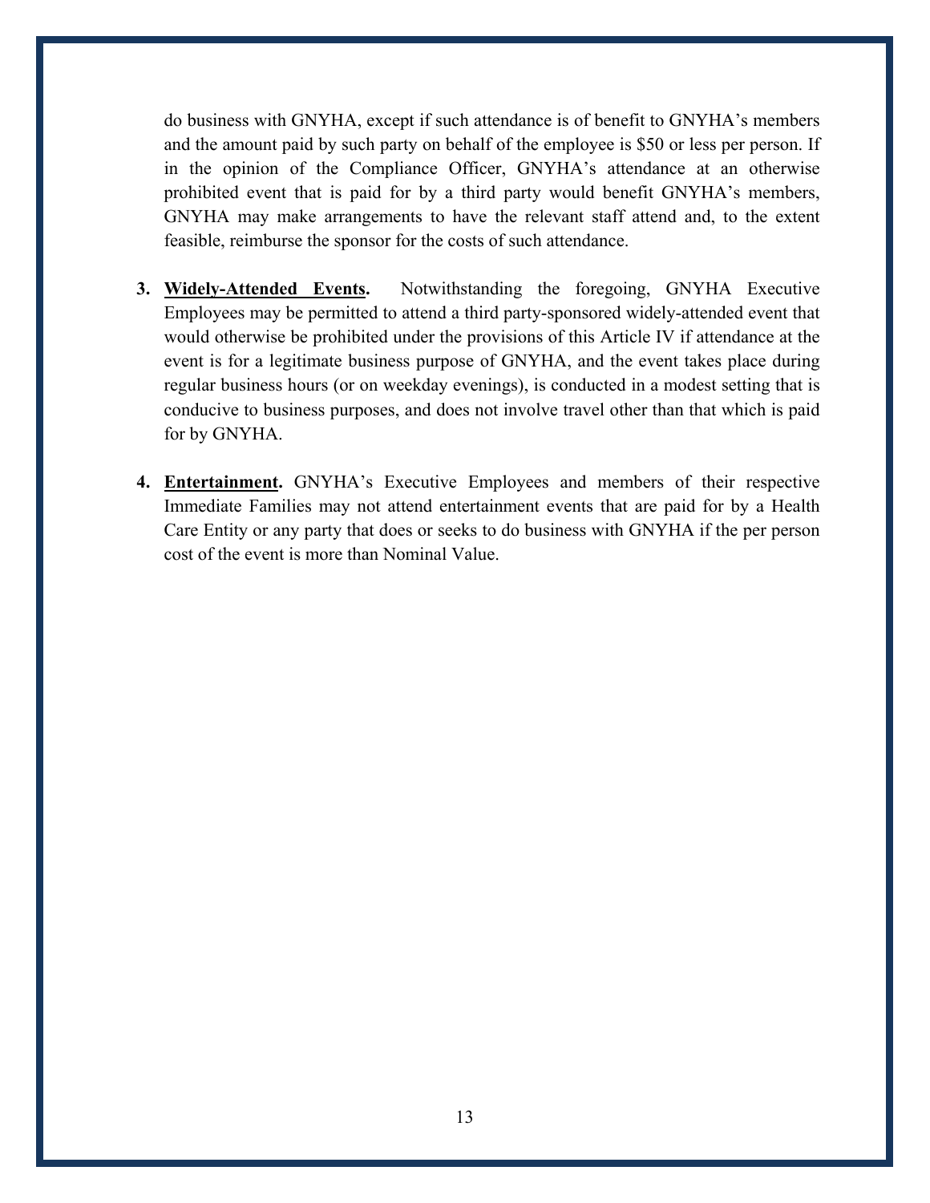do business with GNYHA, except if such attendance is of benefit to GNYHA's members and the amount paid by such party on behalf of the employee is $50 or less per person. If in the opinion of the Compliance Officer, GNYHA's attendance at an otherwise prohibited event that is paid for by a third party would benefit GNYHA's members, GNYHA may make arrangements to have the relevant staff attend and, to the extent feasible, reimburse the sponsor for the costs of such attendance.

3. **Widely-Attended Events.** Notwithstanding the foregoing, GNYHA Executive Employees may be permitted to attend a third party-sponsored widely-attended event that would otherwise be prohibited under the provisions of this Article IV if attendance at the event is for a legitimate business purpose of GNYHA, and the event takes place during regular business hours (or on weekday evenings), is conducted in a modest setting that is conducive to business purposes, and does not involve travel other than that which is paid for by GNYHA.

4. **Entertainment.** GNYHA's Executive Employees and members of their respective Immediate Families may not attend entertainment events that are paid for by a Health Care Entity or any party that does or seeks to do business with GNYHA if the per person cost of the event is more than Nominal Value.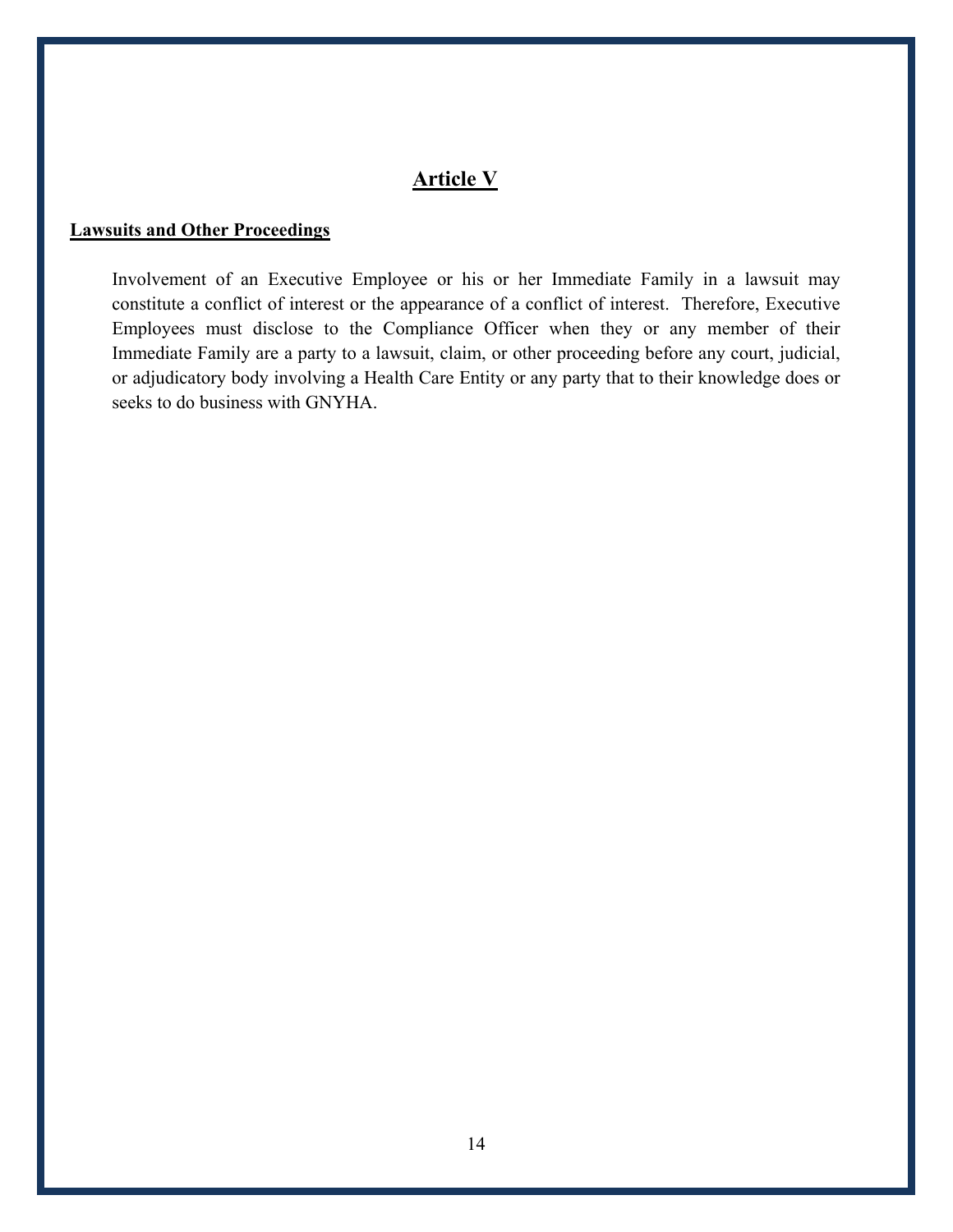# Article V

**Lawsuits and Other Proceedings**

Involvement of an Executive Employee or his or her Immediate Family in a lawsuit may constitute a conflict of interest or the appearance of a conflict of interest. Therefore, Executive Employees must disclose to the Compliance Officer when they or any member of their Immediate Family are a party to a lawsuit, claim, or other proceeding before any court, judicial, or adjudicatory body involving a Health Care Entity or any party that to their knowledge does or seeks to do business with GNYHA.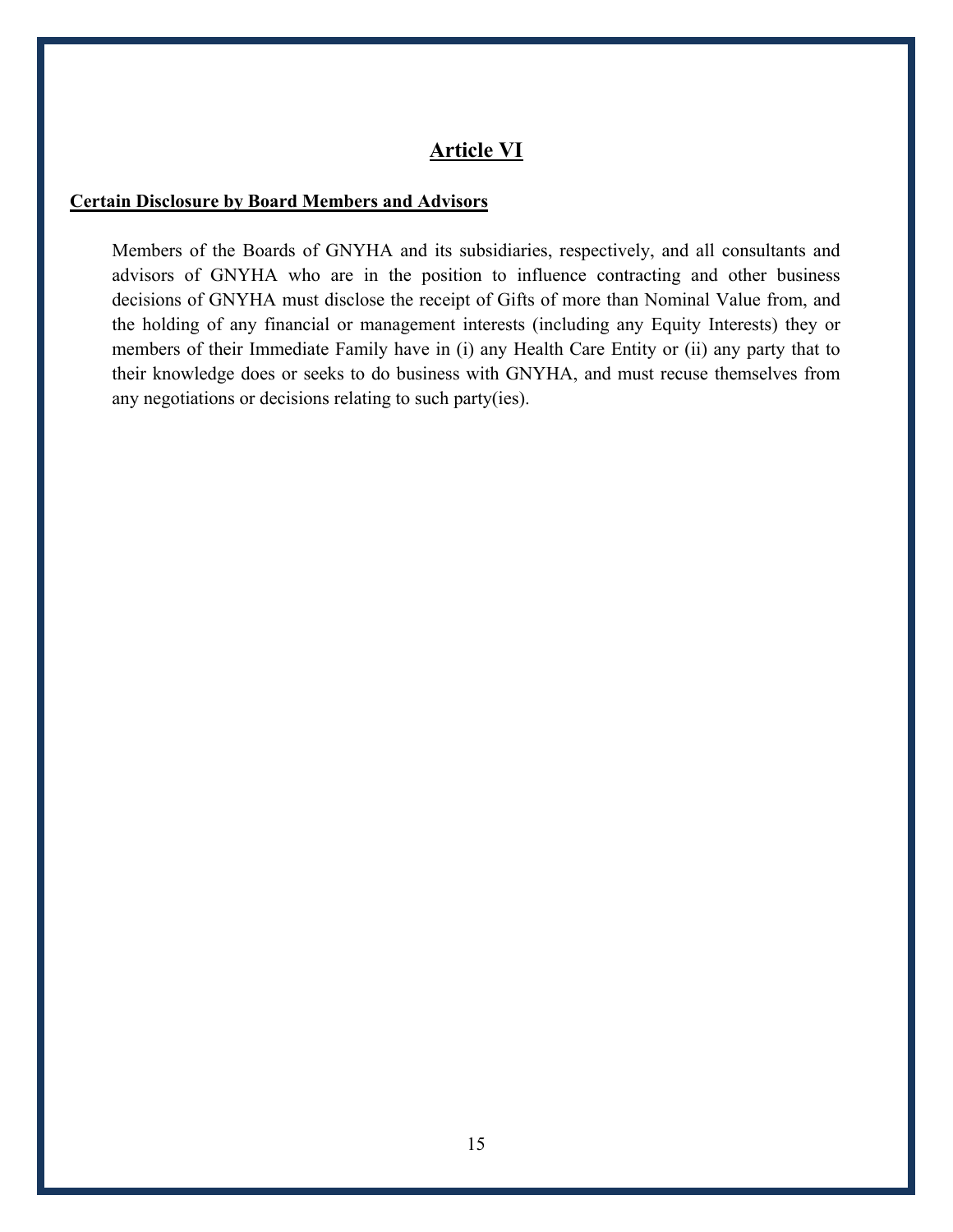# Article VI

**Certain Disclosure by Board Members and Advisors**

Members of the Boards of GNYHA and its subsidiaries, respectively, and all consultants and advisors of GNYHA who are in the position to influence contracting and other business decisions of GNYHA must disclose the receipt of Gifts of more than Nominal Value from, and the holding of any financial or management interests (including any Equity Interests) they or members of their Immediate Family have in (i) any Health Care Entity or (ii) any party that to their knowledge does or seeks to do business with GNYHA, and must recuse themselves from any negotiations or decisions relating to such party(ies).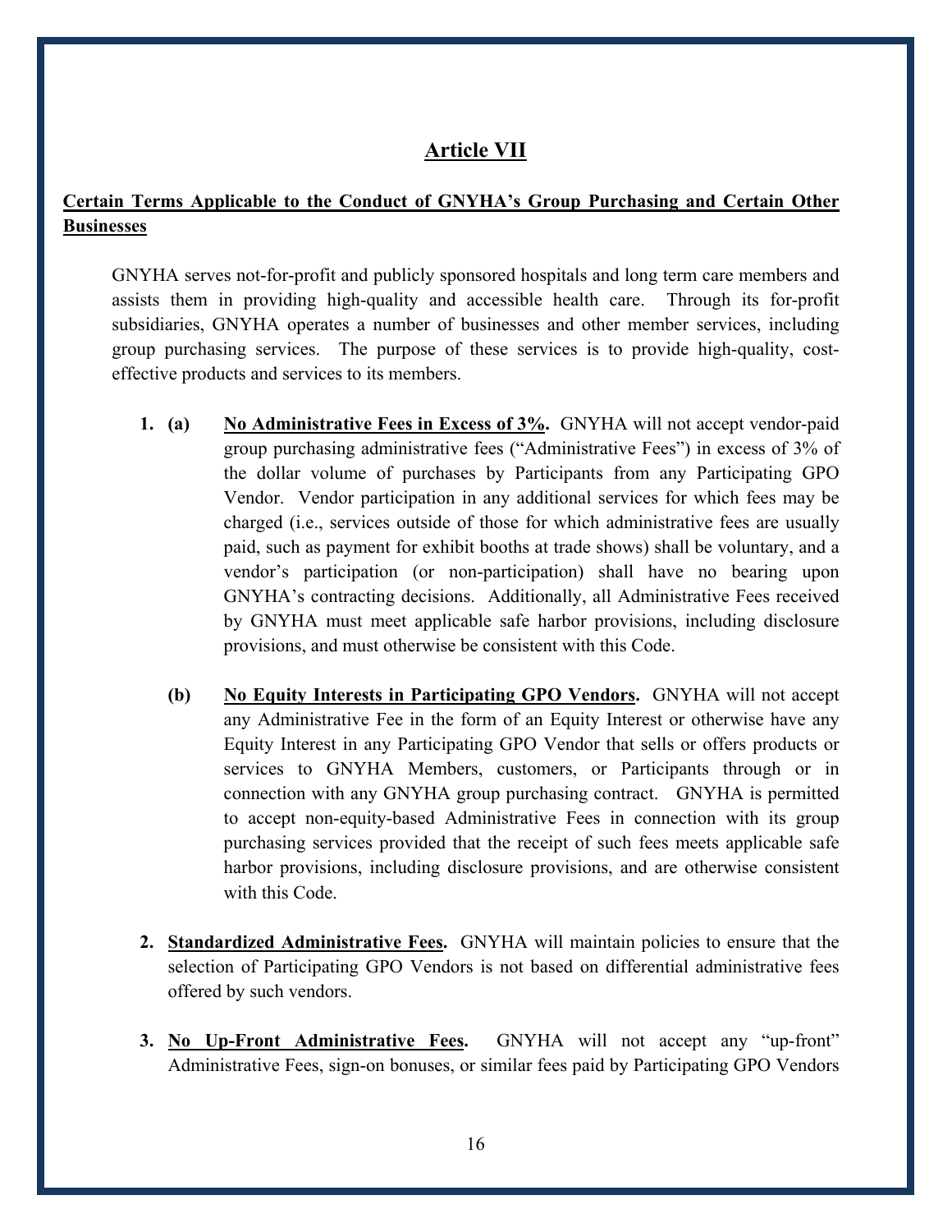## Article VII

**Certain Terms Applicable to the Conduct of GNYHA's Group Purchasing and Certain Other Businesses**

GNYHA serves not-for-profit and publicly sponsored hospitals and long term care members and assists them in providing high-quality and accessible health care. Through its for-profit subsidiaries, GNYHA operates a number of businesses and other member services, including group purchasing services. The purpose of these services is to provide high-quality, cost-effective products and services to its members.

1. **(a)** **No Administrative Fees in Excess of 3%.** GNYHA will not accept vendor-paid group purchasing administrative fees ("Administrative Fees") in excess of 3% of the dollar volume of purchases by Participants from any Participating GPO Vendor. Vendor participation in any additional services for which fees may be charged (i.e., services outside of those for which administrative fees are usually paid, such as payment for exhibit booths at trade shows) shall be voluntary, and a vendor's participation (or non-participation) shall have no bearing upon GNYHA's contracting decisions. Additionally, all Administrative Fees received by GNYHA must meet applicable safe harbor provisions, including disclosure provisions, and must otherwise be consistent with this Code.

   **(b)** **No Equity Interests in Participating GPO Vendors.** GNYHA will not accept any Administrative Fee in the form of an Equity Interest or otherwise have any Equity Interest in any Participating GPO Vendor that sells or offers products or services to GNYHA Members, customers, or Participants through or in connection with any GNYHA group purchasing contract. GNYHA is permitted to accept non-equity-based Administrative Fees in connection with its group purchasing services provided that the receipt of such fees meets applicable safe harbor provisions, including disclosure provisions, and are otherwise consistent with this Code.

2. **Standardized Administrative Fees.** GNYHA will maintain policies to ensure that the selection of Participating GPO Vendors is not based on differential administrative fees offered by such vendors.

3. **No Up-Front Administrative Fees.** GNYHA will not accept any "up-front" Administrative Fees, sign-on bonuses, or similar fees paid by Participating GPO Vendors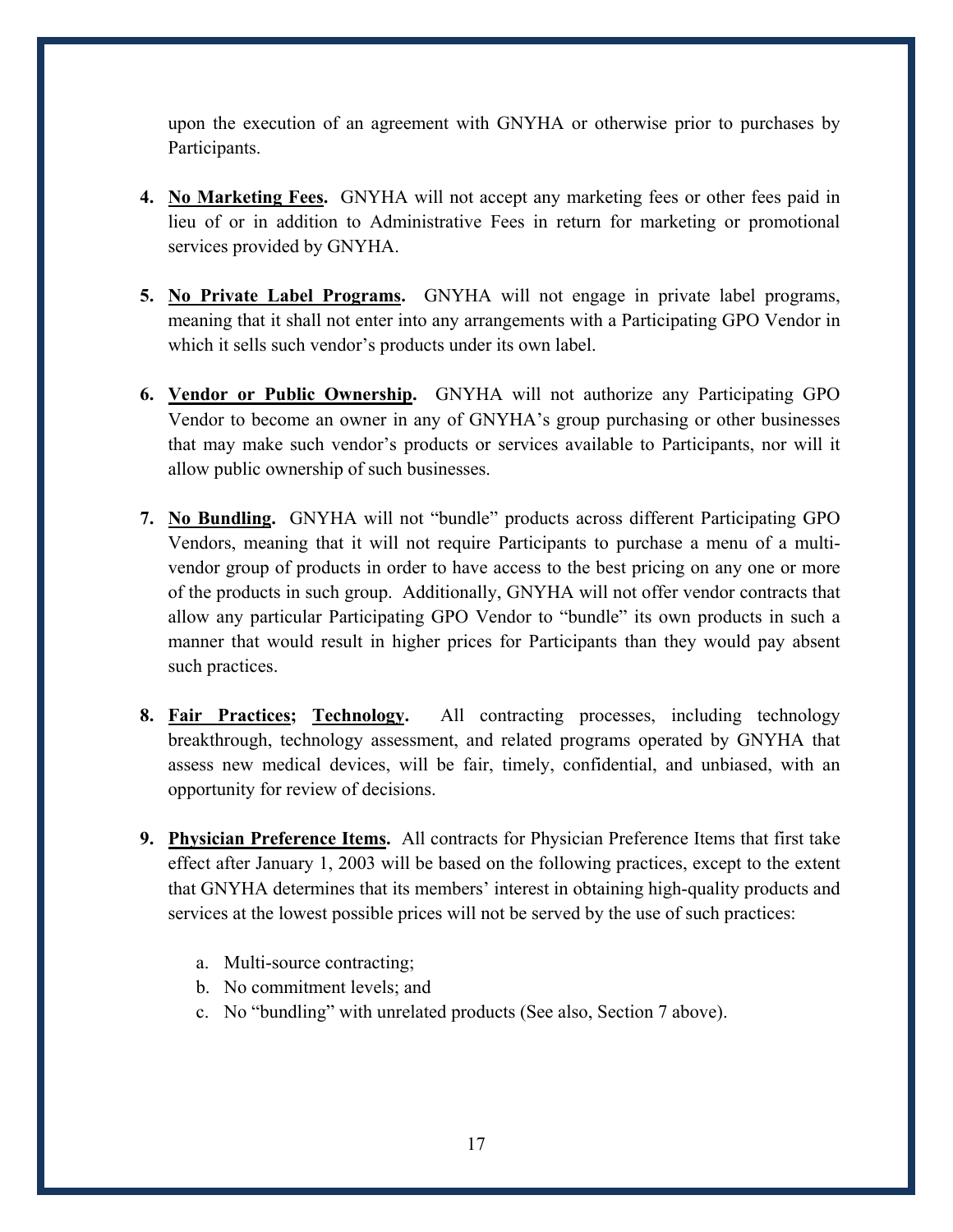upon the execution of an agreement with GNYHA or otherwise prior to purchases by Participants.

4. **No Marketing Fees.** GNYHA will not accept any marketing fees or other fees paid in lieu of or in addition to Administrative Fees in return for marketing or promotional services provided by GNYHA.

5. **No Private Label Programs.** GNYHA will not engage in private label programs, meaning that it shall not enter into any arrangements with a Participating GPO Vendor in which it sells such vendor's products under its own label.

6. **Vendor or Public Ownership.** GNYHA will not authorize any Participating GPO Vendor to become an owner in any of GNYHA's group purchasing or other businesses that may make such vendor's products or services available to Participants, nor will it allow public ownership of such businesses.

7. **No Bundling.** GNYHA will not "bundle" products across different Participating GPO Vendors, meaning that it will not require Participants to purchase a menu of a multi-vendor group of products in order to have access to the best pricing on any one or more of the products in such group. Additionally, GNYHA will not offer vendor contracts that allow any particular Participating GPO Vendor to "bundle" its own products in such a manner that would result in higher prices for Participants than they would pay absent such practices.

8. **Fair Practices; Technology.** All contracting processes, including technology breakthrough, technology assessment, and related programs operated by GNYHA that assess new medical devices, will be fair, timely, confidential, and unbiased, with an opportunity for review of decisions.

9. **Physician Preference Items.** All contracts for Physician Preference Items that first take effect after January 1, 2003 will be based on the following practices, except to the extent that GNYHA determines that its members' interest in obtaining high-quality products and services at the lowest possible prices will not be served by the use of such practices:

   a. Multi-source contracting;
   b. No commitment levels; and
   c. No "bundling" with unrelated products (See also, Section 7 above).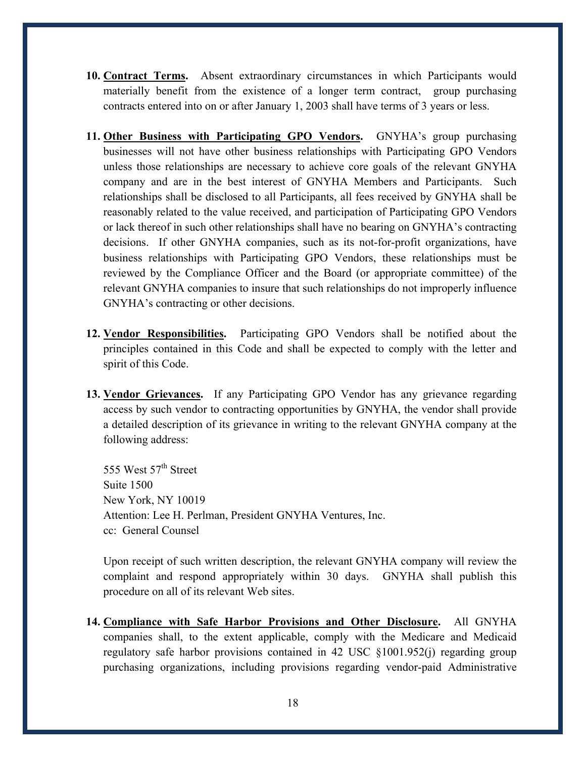10. **Contract Terms.** Absent extraordinary circumstances in which Participants would materially benefit from the existence of a longer term contract, group purchasing contracts entered into on or after January 1, 2003 shall have terms of 3 years or less.

11. **Other Business with Participating GPO Vendors.** GNYHA's group purchasing businesses will not have other business relationships with Participating GPO Vendors unless those relationships are necessary to achieve core goals of the relevant GNYHA company and are in the best interest of GNYHA Members and Participants. Such relationships shall be disclosed to all Participants, all fees received by GNYHA shall be reasonably related to the value received, and participation of Participating GPO Vendors or lack thereof in such other relationships shall have no bearing on GNYHA's contracting decisions. If other GNYHA companies, such as its not-for-profit organizations, have business relationships with Participating GPO Vendors, these relationships must be reviewed by the Compliance Officer and the Board (or appropriate committee) of the relevant GNYHA companies to insure that such relationships do not improperly influence GNYHA's contracting or other decisions.

12. **Vendor Responsibilities.** Participating GPO Vendors shall be notified about the principles contained in this Code and shall be expected to comply with the letter and spirit of this Code.

13. **Vendor Grievances.** If any Participating GPO Vendor has any grievance regarding access by such vendor to contracting opportunities by GNYHA, the vendor shall provide a detailed description of its grievance in writing to the relevant GNYHA company at the following address:

    555 West 57th Street
    Suite 1500
    New York, NY 10019
    Attention: Lee H. Perlman, President GNYHA Ventures, Inc.
    cc: General Counsel

    Upon receipt of such written description, the relevant GNYHA company will review the complaint and respond appropriately within 30 days. GNYHA shall publish this procedure on all of its relevant Web sites.

14. **Compliance with Safe Harbor Provisions and Other Disclosure.** All GNYHA companies shall, to the extent applicable, comply with the Medicare and Medicaid regulatory safe harbor provisions contained in 42 USC §1001.952(j) regarding group purchasing organizations, including provisions regarding vendor-paid Administrative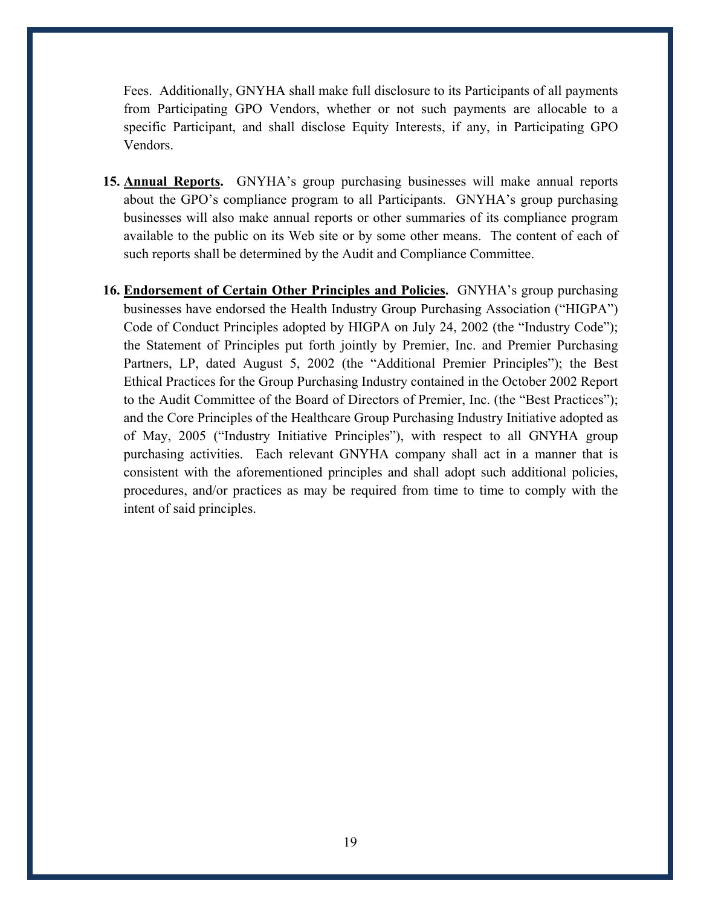Fees. Additionally, GNYHA shall make full disclosure to its Participants of all payments from Participating GPO Vendors, whether or not such payments are allocable to a specific Participant, and shall disclose Equity Interests, if any, in Participating GPO Vendors.

15. **Annual Reports.** GNYHA's group purchasing businesses will make annual reports about the GPO's compliance program to all Participants. GNYHA's group purchasing businesses will also make annual reports or other summaries of its compliance program available to the public on its Web site or by some other means. The content of each of such reports shall be determined by the Audit and Compliance Committee.

16. **Endorsement of Certain Other Principles and Policies.** GNYHA's group purchasing businesses have endorsed the Health Industry Group Purchasing Association ("HIGPA") Code of Conduct Principles adopted by HIGPA on July 24, 2002 (the "Industry Code"); the Statement of Principles put forth jointly by Premier, Inc. and Premier Purchasing Partners, LP, dated August 5, 2002 (the "Additional Premier Principles"); the Best Ethical Practices for the Group Purchasing Industry contained in the October 2002 Report to the Audit Committee of the Board of Directors of Premier, Inc. (the "Best Practices"); and the Core Principles of the Healthcare Group Purchasing Industry Initiative adopted as of May, 2005 ("Industry Initiative Principles"), with respect to all GNYHA group purchasing activities. Each relevant GNYHA company shall act in a manner that is consistent with the aforementioned principles and shall adopt such additional policies, procedures, and/or practices as may be required from time to time to comply with the intent of said principles.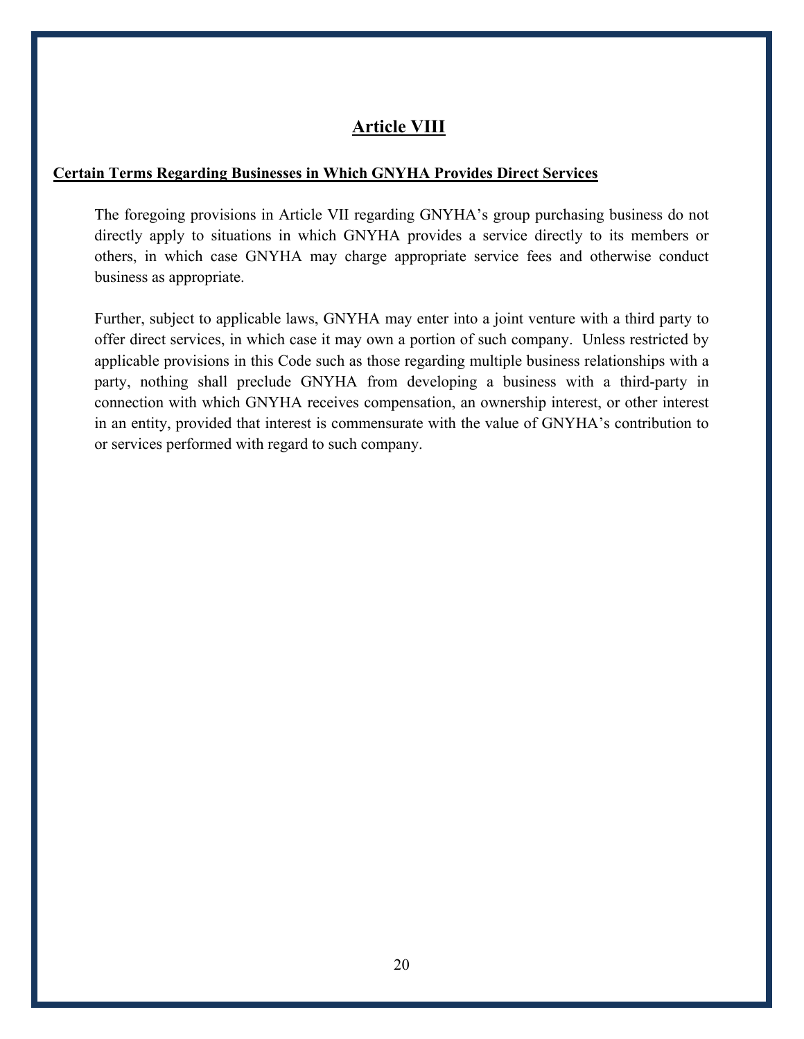# Article VIII

**Certain Terms Regarding Businesses in Which GNYHA Provides Direct Services**

The foregoing provisions in Article VII regarding GNYHA's group purchasing business do not directly apply to situations in which GNYHA provides a service directly to its members or others, in which case GNYHA may charge appropriate service fees and otherwise conduct business as appropriate.

Further, subject to applicable laws, GNYHA may enter into a joint venture with a third party to offer direct services, in which case it may own a portion of such company. Unless restricted by applicable provisions in this Code such as those regarding multiple business relationships with a party, nothing shall preclude GNYHA from developing a business with a third-party in connection with which GNYHA receives compensation, an ownership interest, or other interest in an entity, provided that interest is commensurate with the value of GNYHA's contribution to or services performed with regard to such company.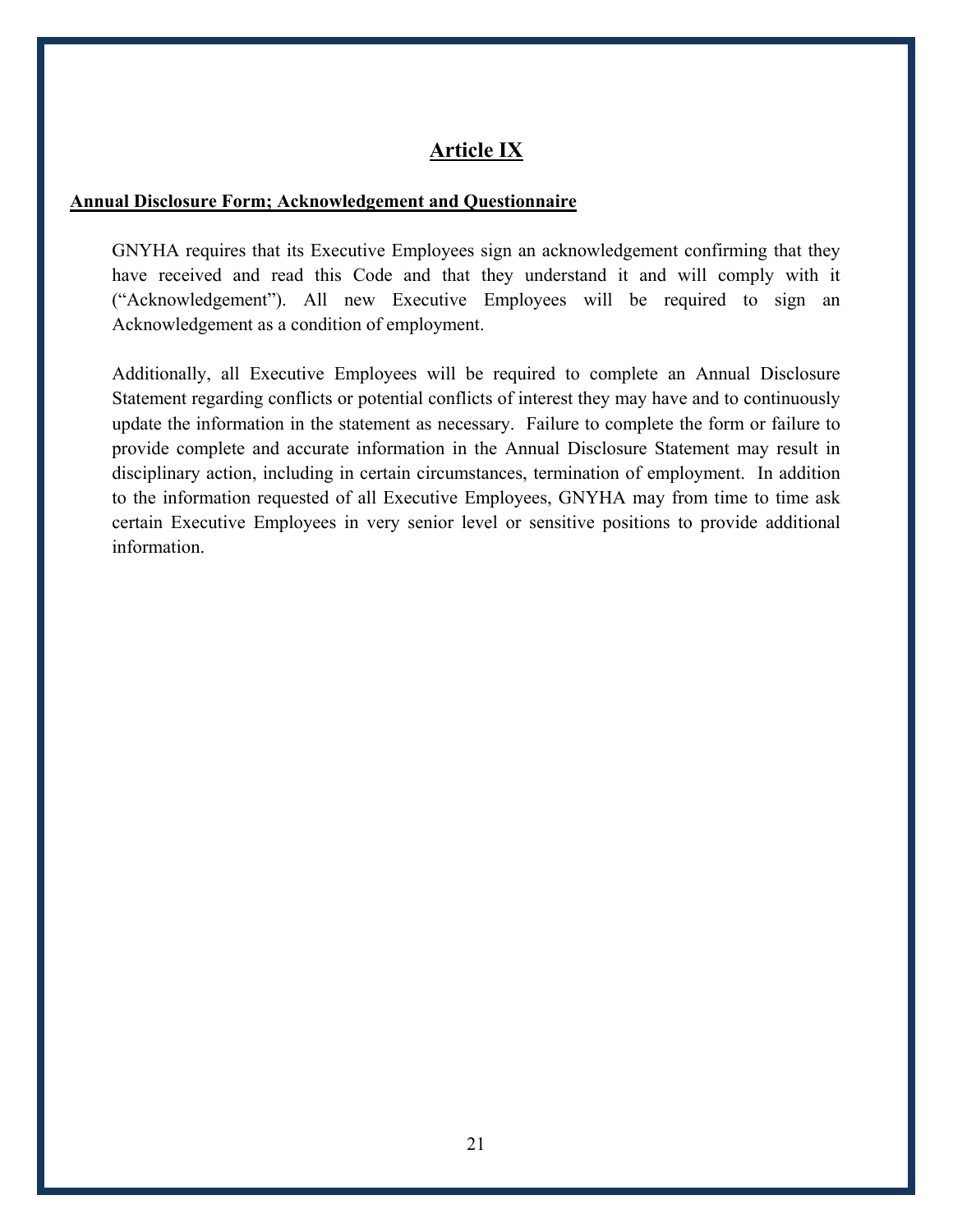## Article IX

**Annual Disclosure Form; Acknowledgement and Questionnaire**

GNYHA requires that its Executive Employees sign an acknowledgement confirming that they have received and read this Code and that they understand it and will comply with it ("Acknowledgement"). All new Executive Employees will be required to sign an Acknowledgement as a condition of employment.

Additionally, all Executive Employees will be required to complete an Annual Disclosure Statement regarding conflicts or potential conflicts of interest they may have and to continuously update the information in the statement as necessary. Failure to complete the form or failure to provide complete and accurate information in the Annual Disclosure Statement may result in disciplinary action, including in certain circumstances, termination of employment. In addition to the information requested of all Executive Employees, GNYHA may from time to time ask certain Executive Employees in very senior level or sensitive positions to provide additional information.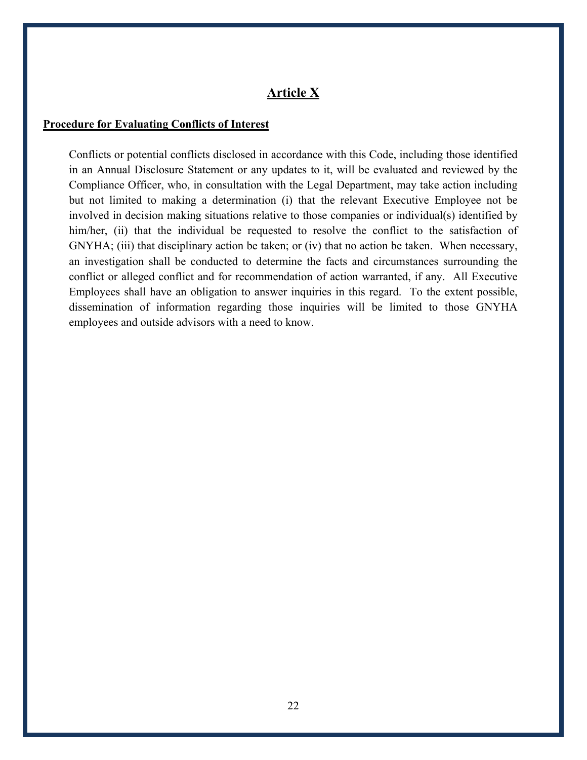## Article X

**Procedure for Evaluating Conflicts of Interest**

Conflicts or potential conflicts disclosed in accordance with this Code, including those identified in an Annual Disclosure Statement or any updates to it, will be evaluated and reviewed by the Compliance Officer, who, in consultation with the Legal Department, may take action including but not limited to making a determination (i) that the relevant Executive Employee not be involved in decision making situations relative to those companies or individual(s) identified by him/her, (ii) that the individual be requested to resolve the conflict to the satisfaction of GNYHA; (iii) that disciplinary action be taken; or (iv) that no action be taken. When necessary, an investigation shall be conducted to determine the facts and circumstances surrounding the conflict or alleged conflict and for recommendation of action warranted, if any. All Executive Employees shall have an obligation to answer inquiries in this regard. To the extent possible, dissemination of information regarding those inquiries will be limited to those GNYHA employees and outside advisors with a need to know.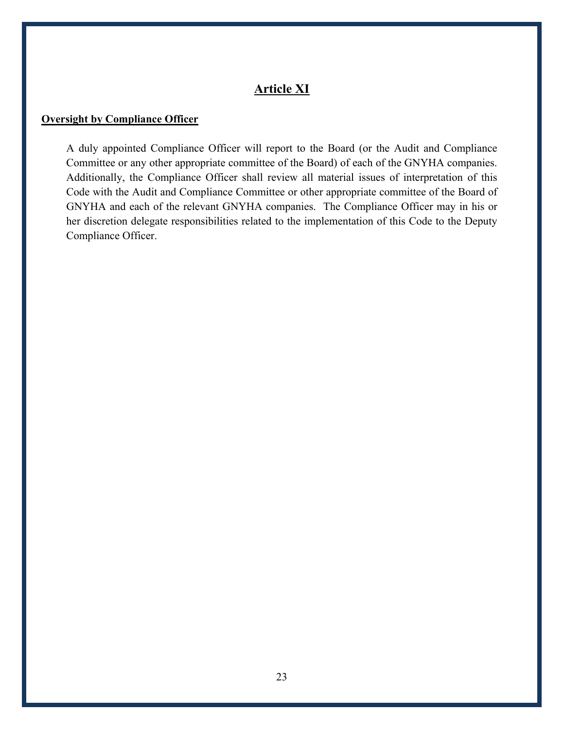## Article XI

**Oversight by Compliance Officer**

A duly appointed Compliance Officer will report to the Board (or the Audit and Compliance Committee or any other appropriate committee of the Board) of each of the GNYHA companies. Additionally, the Compliance Officer shall review all material issues of interpretation of this Code with the Audit and Compliance Committee or other appropriate committee of the Board of GNYHA and each of the relevant GNYHA companies. The Compliance Officer may in his or her discretion delegate responsibilities related to the implementation of this Code to the Deputy Compliance Officer.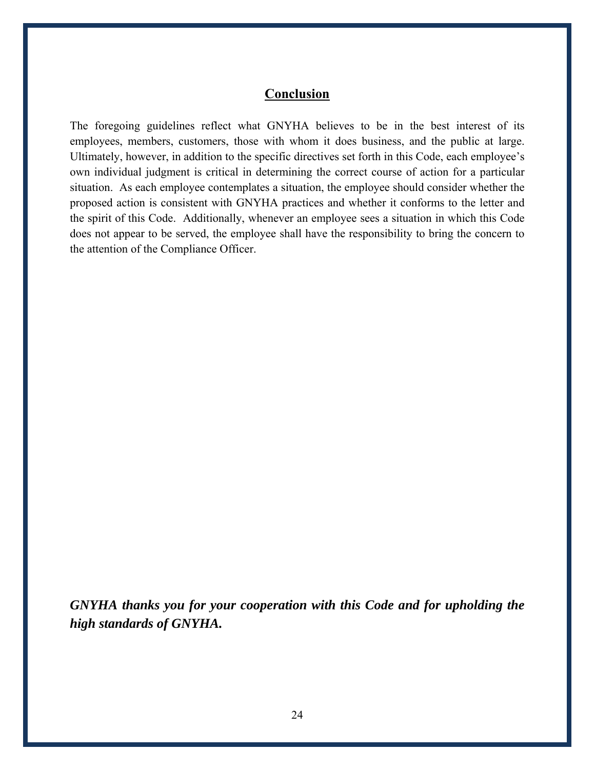## Conclusion

The foregoing guidelines reflect what GNYHA believes to be in the best interest of its employees, members, customers, those with whom it does business, and the public at large. Ultimately, however, in addition to the specific directives set forth in this Code, each employee's own individual judgment is critical in determining the correct course of action for a particular situation. As each employee contemplates a situation, the employee should consider whether the proposed action is consistent with GNYHA practices and whether it conforms to the letter and the spirit of this Code. Additionally, whenever an employee sees a situation in which this Code does not appear to be served, the employee shall have the responsibility to bring the concern to the attention of the Compliance Officer.

***GNYHA thanks you for your cooperation with this Code and for upholding the high standards of GNYHA.***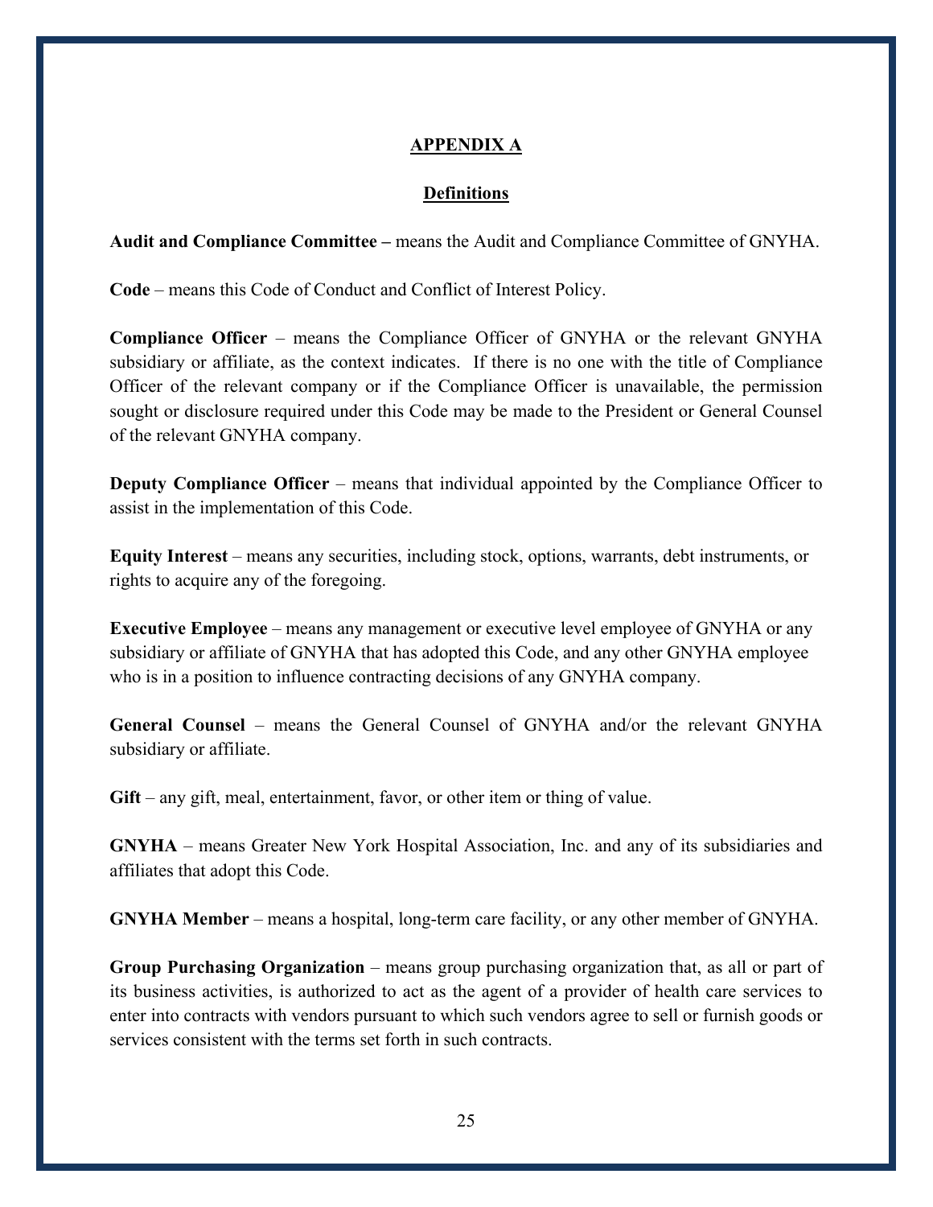## APPENDIX A

### Definitions

**Audit and Compliance Committee –** means the Audit and Compliance Committee of GNYHA.

**Code** – means this Code of Conduct and Conflict of Interest Policy.

**Compliance Officer** – means the Compliance Officer of GNYHA or the relevant GNYHA subsidiary or affiliate, as the context indicates. If there is no one with the title of Compliance Officer of the relevant company or if the Compliance Officer is unavailable, the permission sought or disclosure required under this Code may be made to the President or General Counsel of the relevant GNYHA company.

**Deputy Compliance Officer** – means that individual appointed by the Compliance Officer to assist in the implementation of this Code.

**Equity Interest** – means any securities, including stock, options, warrants, debt instruments, or rights to acquire any of the foregoing.

**Executive Employee** – means any management or executive level employee of GNYHA or any subsidiary or affiliate of GNYHA that has adopted this Code, and any other GNYHA employee who is in a position to influence contracting decisions of any GNYHA company.

**General Counsel** – means the General Counsel of GNYHA and/or the relevant GNYHA subsidiary or affiliate.

**Gift** – any gift, meal, entertainment, favor, or other item or thing of value.

**GNYHA** – means Greater New York Hospital Association, Inc. and any of its subsidiaries and affiliates that adopt this Code.

**GNYHA Member** – means a hospital, long-term care facility, or any other member of GNYHA.

**Group Purchasing Organization** – means group purchasing organization that, as all or part of its business activities, is authorized to act as the agent of a provider of health care services to enter into contracts with vendors pursuant to which such vendors agree to sell or furnish goods or services consistent with the terms set forth in such contracts.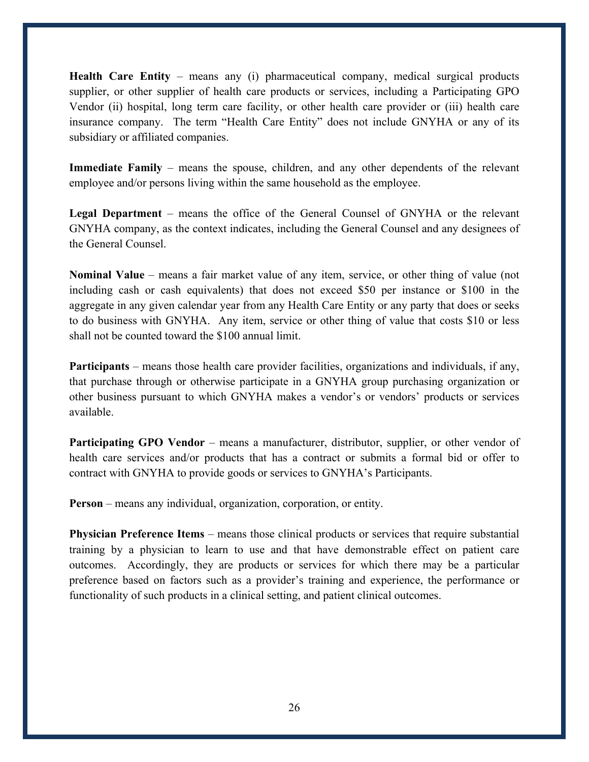**Health Care Entity** – means any (i) pharmaceutical company, medical surgical products supplier, or other supplier of health care products or services, including a Participating GPO Vendor (ii) hospital, long term care facility, or other health care provider or (iii) health care insurance company. The term "Health Care Entity" does not include GNYHA or any of its subsidiary or affiliated companies.

**Immediate Family** – means the spouse, children, and any other dependents of the relevant employee and/or persons living within the same household as the employee.

**Legal Department** – means the office of the General Counsel of GNYHA or the relevant GNYHA company, as the context indicates, including the General Counsel and any designees of the General Counsel.

**Nominal Value** – means a fair market value of any item, service, or other thing of value (not including cash or cash equivalents) that does not exceed $50 per instance or $100 in the aggregate in any given calendar year from any Health Care Entity or any party that does or seeks to do business with GNYHA. Any item, service or other thing of value that costs $10 or less shall not be counted toward the $100 annual limit.

**Participants** – means those health care provider facilities, organizations and individuals, if any, that purchase through or otherwise participate in a GNYHA group purchasing organization or other business pursuant to which GNYHA makes a vendor's or vendors' products or services available.

**Participating GPO Vendor** – means a manufacturer, distributor, supplier, or other vendor of health care services and/or products that has a contract or submits a formal bid or offer to contract with GNYHA to provide goods or services to GNYHA's Participants.

**Person** – means any individual, organization, corporation, or entity.

**Physician Preference Items** – means those clinical products or services that require substantial training by a physician to learn to use and that have demonstrable effect on patient care outcomes. Accordingly, they are products or services for which there may be a particular preference based on factors such as a provider's training and experience, the performance or functionality of such products in a clinical setting, and patient clinical outcomes.